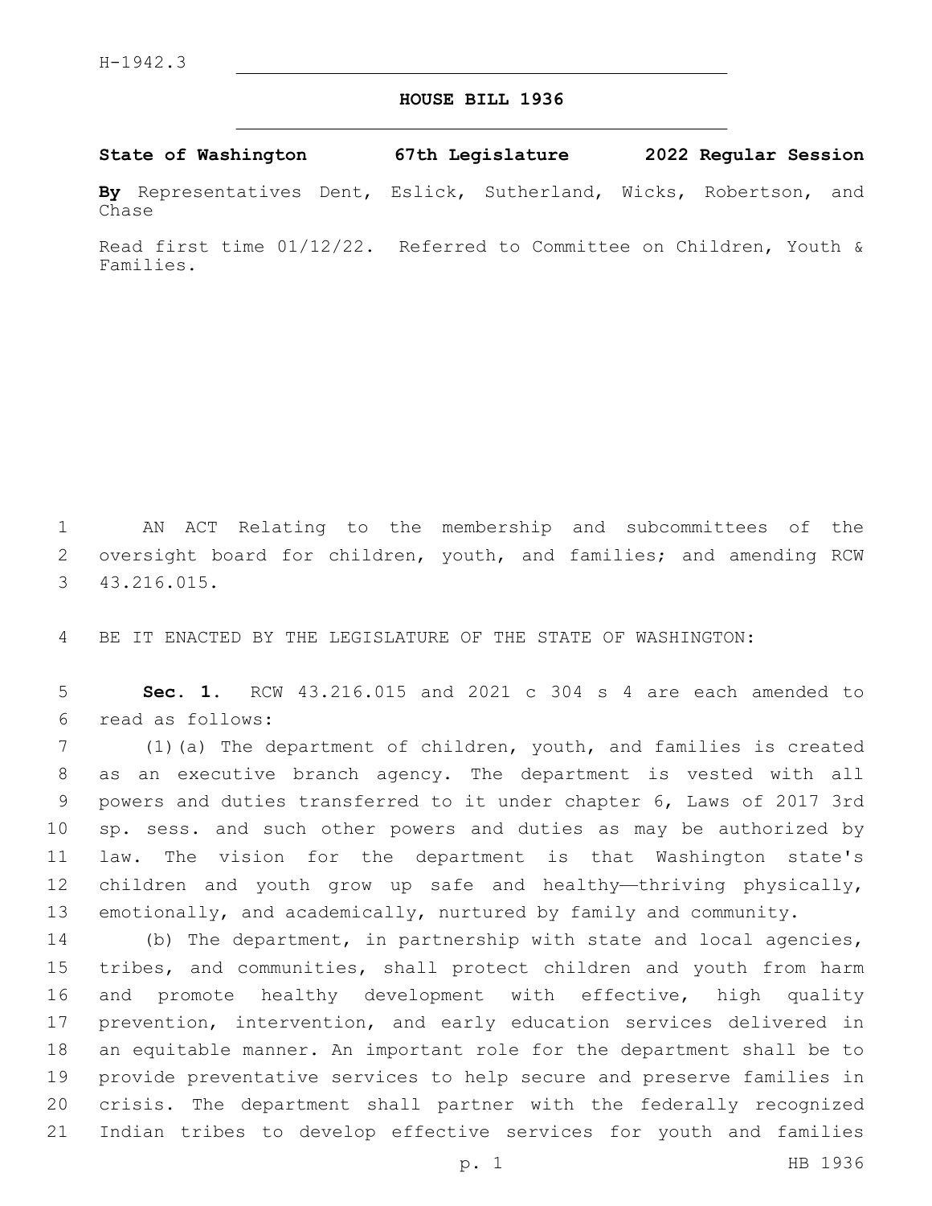H-1942.3

# HOUSE BILL 1936

**State of Washington 67th Legislature 2022 Regular Session**

**By** Representatives Dent, Eslick, Sutherland, Wicks, Robertson, and Chase

Read first time 01/12/22. Referred to Committee on Children, Youth & Families.

AN ACT Relating to the membership and subcommittees of the oversight board for children, youth, and families; and amending RCW 43.216.015.

BE IT ENACTED BY THE LEGISLATURE OF THE STATE OF WASHINGTON:

**Sec. 1.** RCW 43.216.015 and 2021 c 304 s 4 are each amended to read as follows:

(1)(a) The department of children, youth, and families is created as an executive branch agency. The department is vested with all powers and duties transferred to it under chapter 6, Laws of 2017 3rd sp. sess. and such other powers and duties as may be authorized by law. The vision for the department is that Washington state's children and youth grow up safe and healthy—thriving physically, emotionally, and academically, nurtured by family and community.

(b) The department, in partnership with state and local agencies, tribes, and communities, shall protect children and youth from harm and promote healthy development with effective, high quality prevention, intervention, and early education services delivered in an equitable manner. An important role for the department shall be to provide preventative services to help secure and preserve families in crisis. The department shall partner with the federally recognized Indian tribes to develop effective services for youth and families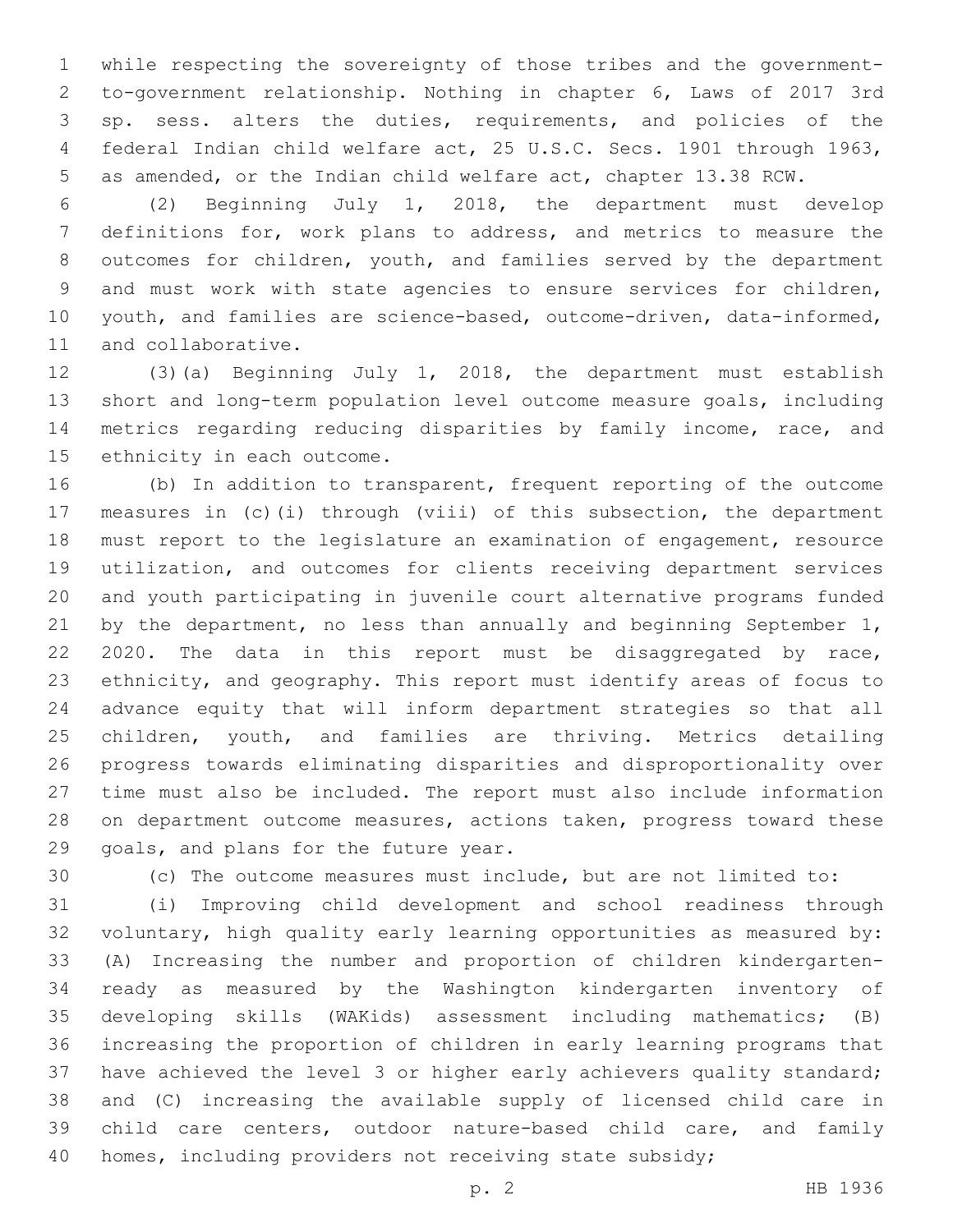while respecting the sovereignty of those tribes and the government-to-government relationship. Nothing in chapter 6, Laws of 2017 3rd sp. sess. alters the duties, requirements, and policies of the federal Indian child welfare act, 25 U.S.C. Secs. 1901 through 1963, as amended, or the Indian child welfare act, chapter 13.38 RCW.

(2) Beginning July 1, 2018, the department must develop definitions for, work plans to address, and metrics to measure the outcomes for children, youth, and families served by the department and must work with state agencies to ensure services for children, youth, and families are science-based, outcome-driven, data-informed, and collaborative.

(3)(a) Beginning July 1, 2018, the department must establish short and long-term population level outcome measure goals, including metrics regarding reducing disparities by family income, race, and ethnicity in each outcome.

(b) In addition to transparent, frequent reporting of the outcome measures in (c)(i) through (viii) of this subsection, the department must report to the legislature an examination of engagement, resource utilization, and outcomes for clients receiving department services and youth participating in juvenile court alternative programs funded by the department, no less than annually and beginning September 1, 2020. The data in this report must be disaggregated by race, ethnicity, and geography. This report must identify areas of focus to advance equity that will inform department strategies so that all children, youth, and families are thriving. Metrics detailing progress towards eliminating disparities and disproportionality over time must also be included. The report must also include information on department outcome measures, actions taken, progress toward these goals, and plans for the future year.

(c) The outcome measures must include, but are not limited to:

(i) Improving child development and school readiness through voluntary, high quality early learning opportunities as measured by: (A) Increasing the number and proportion of children kindergarten-ready as measured by the Washington kindergarten inventory of developing skills (WAKids) assessment including mathematics; (B) increasing the proportion of children in early learning programs that have achieved the level 3 or higher early achievers quality standard; and (C) increasing the available supply of licensed child care in child care centers, outdoor nature-based child care, and family homes, including providers not receiving state subsidy;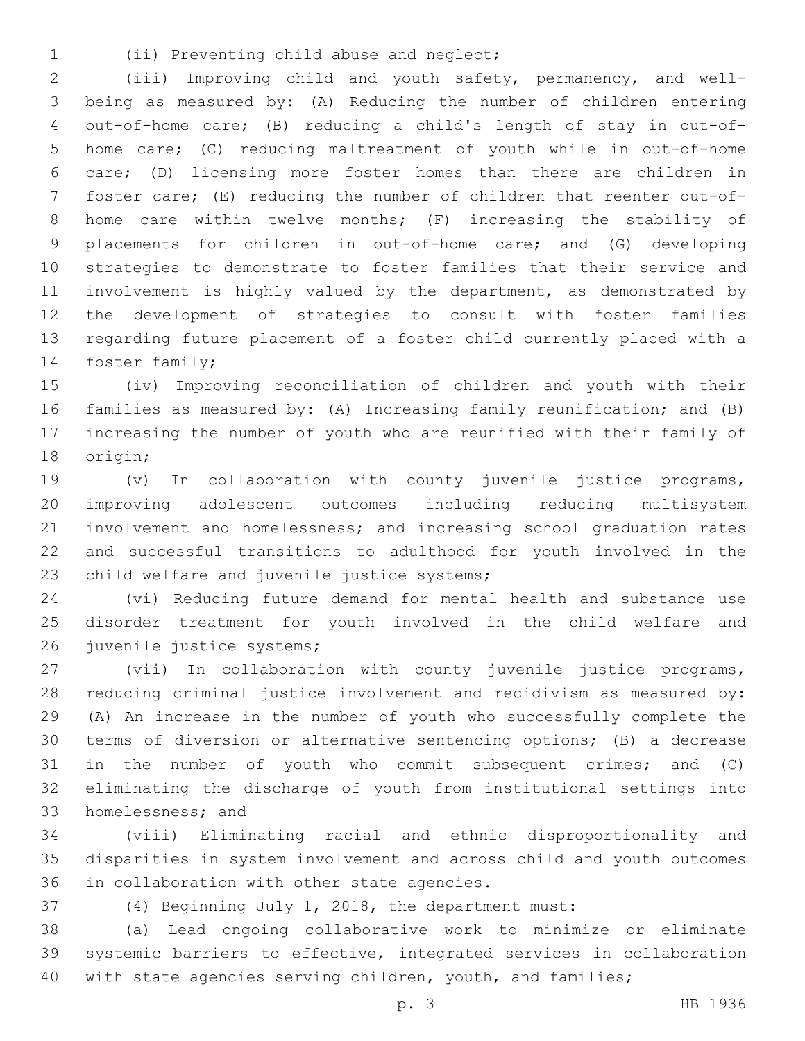(ii) Preventing child abuse and neglect;

(iii) Improving child and youth safety, permanency, and well-being as measured by: (A) Reducing the number of children entering out-of-home care; (B) reducing a child's length of stay in out-of-home care; (C) reducing maltreatment of youth while in out-of-home care; (D) licensing more foster homes than there are children in foster care; (E) reducing the number of children that reenter out-of-home care within twelve months; (F) increasing the stability of placements for children in out-of-home care; and (G) developing strategies to demonstrate to foster families that their service and involvement is highly valued by the department, as demonstrated by the development of strategies to consult with foster families regarding future placement of a foster child currently placed with a foster family;

(iv) Improving reconciliation of children and youth with their families as measured by: (A) Increasing family reunification; and (B) increasing the number of youth who are reunified with their family of origin;

(v) In collaboration with county juvenile justice programs, improving adolescent outcomes including reducing multisystem involvement and homelessness; and increasing school graduation rates and successful transitions to adulthood for youth involved in the child welfare and juvenile justice systems;

(vi) Reducing future demand for mental health and substance use disorder treatment for youth involved in the child welfare and juvenile justice systems;

(vii) In collaboration with county juvenile justice programs, reducing criminal justice involvement and recidivism as measured by: (A) An increase in the number of youth who successfully complete the terms of diversion or alternative sentencing options; (B) a decrease in the number of youth who commit subsequent crimes; and (C) eliminating the discharge of youth from institutional settings into homelessness; and

(viii) Eliminating racial and ethnic disproportionality and disparities in system involvement and across child and youth outcomes in collaboration with other state agencies.

(4) Beginning July 1, 2018, the department must:

(a) Lead ongoing collaborative work to minimize or eliminate systemic barriers to effective, integrated services in collaboration with state agencies serving children, youth, and families;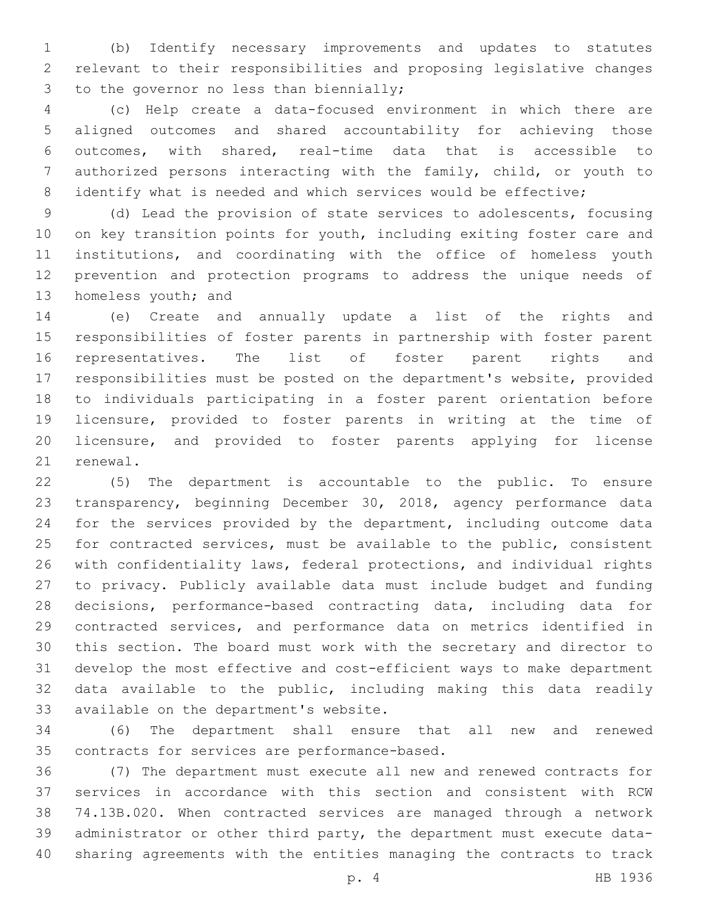(b) Identify necessary improvements and updates to statutes relevant to their responsibilities and proposing legislative changes to the governor no less than biennially;

(c) Help create a data-focused environment in which there are aligned outcomes and shared accountability for achieving those outcomes, with shared, real-time data that is accessible to authorized persons interacting with the family, child, or youth to identify what is needed and which services would be effective;

(d) Lead the provision of state services to adolescents, focusing on key transition points for youth, including exiting foster care and institutions, and coordinating with the office of homeless youth prevention and protection programs to address the unique needs of homeless youth; and

(e) Create and annually update a list of the rights and responsibilities of foster parents in partnership with foster parent representatives. The list of foster parent rights and responsibilities must be posted on the department's website, provided to individuals participating in a foster parent orientation before licensure, provided to foster parents in writing at the time of licensure, and provided to foster parents applying for license renewal.

(5) The department is accountable to the public. To ensure transparency, beginning December 30, 2018, agency performance data for the services provided by the department, including outcome data for contracted services, must be available to the public, consistent with confidentiality laws, federal protections, and individual rights to privacy. Publicly available data must include budget and funding decisions, performance-based contracting data, including data for contracted services, and performance data on metrics identified in this section. The board must work with the secretary and director to develop the most effective and cost-efficient ways to make department data available to the public, including making this data readily available on the department's website.

(6) The department shall ensure that all new and renewed contracts for services are performance-based.

(7) The department must execute all new and renewed contracts for services in accordance with this section and consistent with RCW 74.13B.020. When contracted services are managed through a network administrator or other third party, the department must execute data-sharing agreements with the entities managing the contracts to track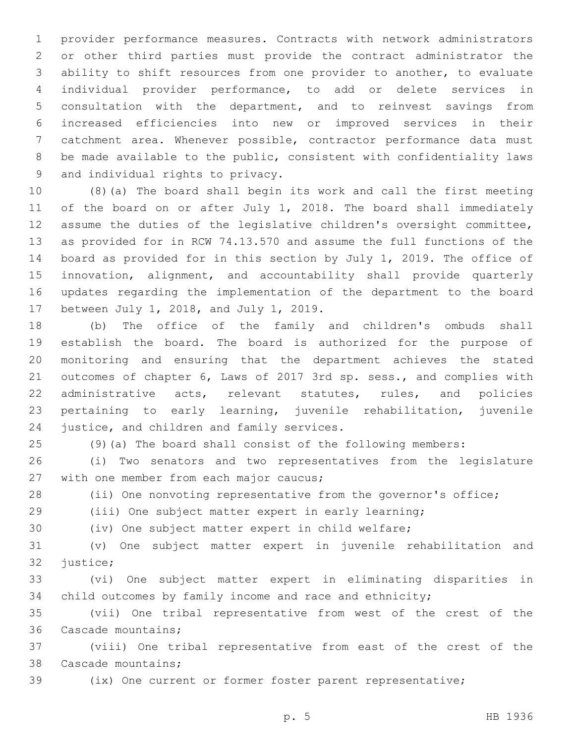provider performance measures. Contracts with network administrators or other third parties must provide the contract administrator the ability to shift resources from one provider to another, to evaluate individual provider performance, to add or delete services in consultation with the department, and to reinvest savings from increased efficiencies into new or improved services in their catchment area. Whenever possible, contractor performance data must be made available to the public, consistent with confidentiality laws and individual rights to privacy.

(8)(a) The board shall begin its work and call the first meeting of the board on or after July 1, 2018. The board shall immediately assume the duties of the legislative children's oversight committee, as provided for in RCW 74.13.570 and assume the full functions of the board as provided for in this section by July 1, 2019. The office of innovation, alignment, and accountability shall provide quarterly updates regarding the implementation of the department to the board between July 1, 2018, and July 1, 2019.

(b) The office of the family and children's ombuds shall establish the board. The board is authorized for the purpose of monitoring and ensuring that the department achieves the stated outcomes of chapter 6, Laws of 2017 3rd sp. sess., and complies with administrative acts, relevant statutes, rules, and policies pertaining to early learning, juvenile rehabilitation, juvenile justice, and children and family services.

(9)(a) The board shall consist of the following members:

(i) Two senators and two representatives from the legislature with one member from each major caucus;

(ii) One nonvoting representative from the governor's office;

(iii) One subject matter expert in early learning;

(iv) One subject matter expert in child welfare;

(v) One subject matter expert in juvenile rehabilitation and justice;

(vi) One subject matter expert in eliminating disparities in child outcomes by family income and race and ethnicity;

(vii) One tribal representative from west of the crest of the Cascade mountains;

(viii) One tribal representative from east of the crest of the Cascade mountains;

(ix) One current or former foster parent representative;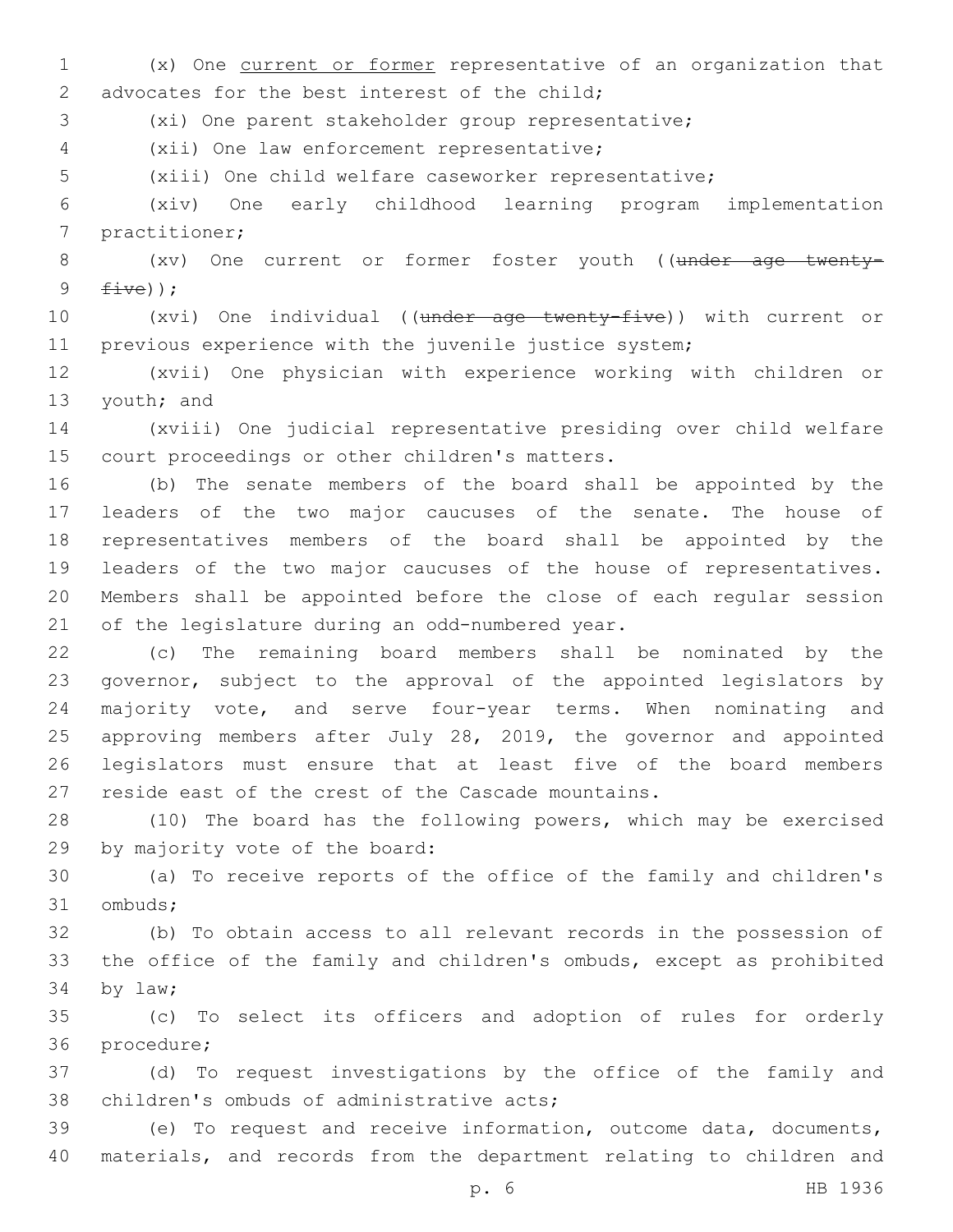(x) One current or former representative of an organization that advocates for the best interest of the child;

(xi) One parent stakeholder group representative;

(xii) One law enforcement representative;

(xiii) One child welfare caseworker representative;

(xiv) One early childhood learning program implementation practitioner;

(xv) One current or former foster youth ((~~under age twenty-five~~));

(xvi) One individual ((~~under age twenty-five~~)) with current or previous experience with the juvenile justice system;

(xvii) One physician with experience working with children or youth; and

(xviii) One judicial representative presiding over child welfare court proceedings or other children's matters.

(b) The senate members of the board shall be appointed by the leaders of the two major caucuses of the senate. The house of representatives members of the board shall be appointed by the leaders of the two major caucuses of the house of representatives. Members shall be appointed before the close of each regular session of the legislature during an odd-numbered year.

(c) The remaining board members shall be nominated by the governor, subject to the approval of the appointed legislators by majority vote, and serve four-year terms. When nominating and approving members after July 28, 2019, the governor and appointed legislators must ensure that at least five of the board members reside east of the crest of the Cascade mountains.

(10) The board has the following powers, which may be exercised by majority vote of the board:

(a) To receive reports of the office of the family and children's ombuds;

(b) To obtain access to all relevant records in the possession of the office of the family and children's ombuds, except as prohibited by law;

(c) To select its officers and adoption of rules for orderly procedure;

(d) To request investigations by the office of the family and children's ombuds of administrative acts;

(e) To request and receive information, outcome data, documents, materials, and records from the department relating to children and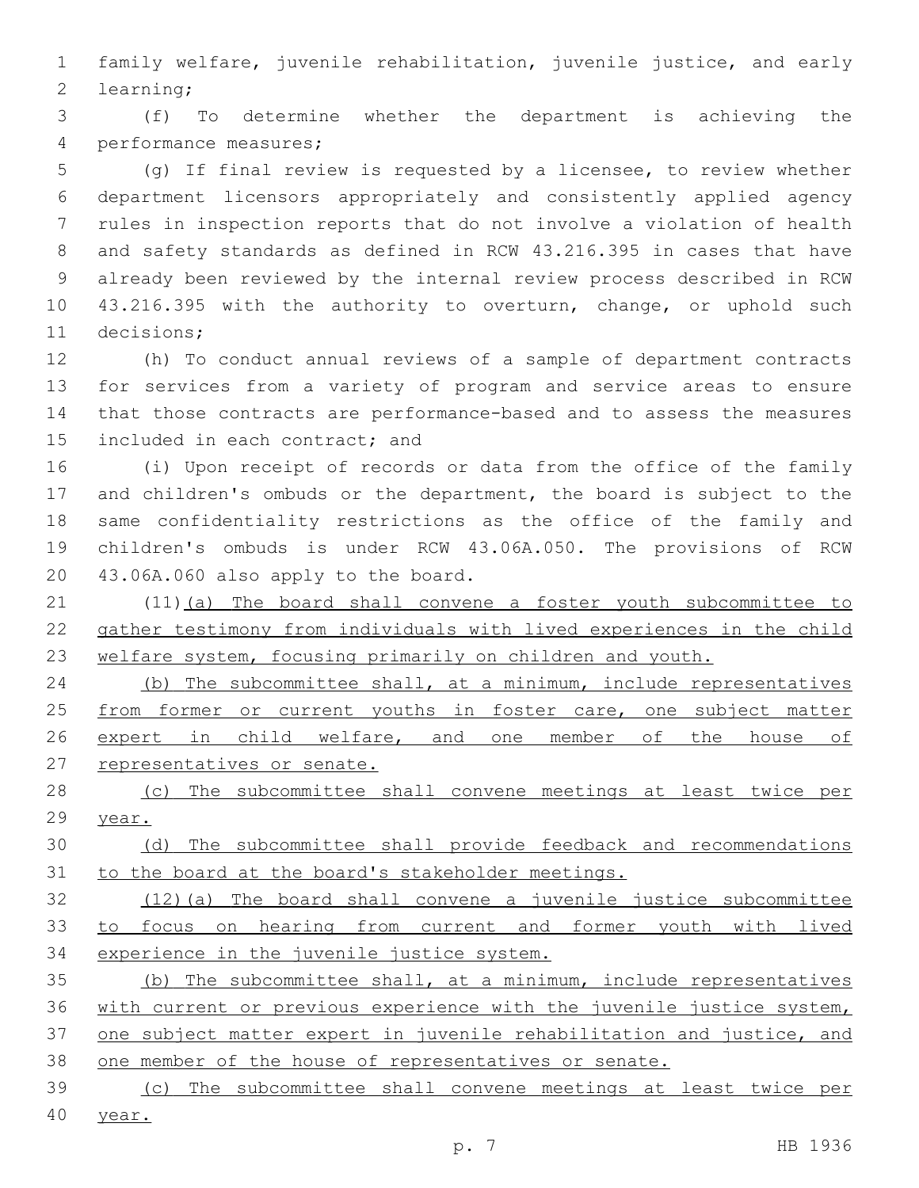family welfare, juvenile rehabilitation, juvenile justice, and early learning;

(f) To determine whether the department is achieving the performance measures;

(g) If final review is requested by a licensee, to review whether department licensors appropriately and consistently applied agency rules in inspection reports that do not involve a violation of health and safety standards as defined in RCW 43.216.395 in cases that have already been reviewed by the internal review process described in RCW 43.216.395 with the authority to overturn, change, or uphold such decisions;

(h) To conduct annual reviews of a sample of department contracts for services from a variety of program and service areas to ensure that those contracts are performance-based and to assess the measures included in each contract; and

(i) Upon receipt of records or data from the office of the family and children's ombuds or the department, the board is subject to the same confidentiality restrictions as the office of the family and children's ombuds is under RCW 43.06A.050. The provisions of RCW 43.06A.060 also apply to the board.

(11)<u>(a) The board shall convene a foster youth subcommittee to gather testimony from individuals with lived experiences in the child welfare system, focusing primarily on children and youth.</u>

<u>(b) The subcommittee shall, at a minimum, include representatives from former or current youths in foster care, one subject matter expert in child welfare, and one member of the house of representatives or senate.</u>

<u>(c) The subcommittee shall convene meetings at least twice per year.</u>

<u>(d) The subcommittee shall provide feedback and recommendations to the board at the board's stakeholder meetings.</u>

<u>(12)(a) The board shall convene a juvenile justice subcommittee to focus on hearing from current and former youth with lived experience in the juvenile justice system.</u>

<u>(b) The subcommittee shall, at a minimum, include representatives with current or previous experience with the juvenile justice system, one subject matter expert in juvenile rehabilitation and justice, and one member of the house of representatives or senate.</u>

<u>(c) The subcommittee shall convene meetings at least twice per year.</u>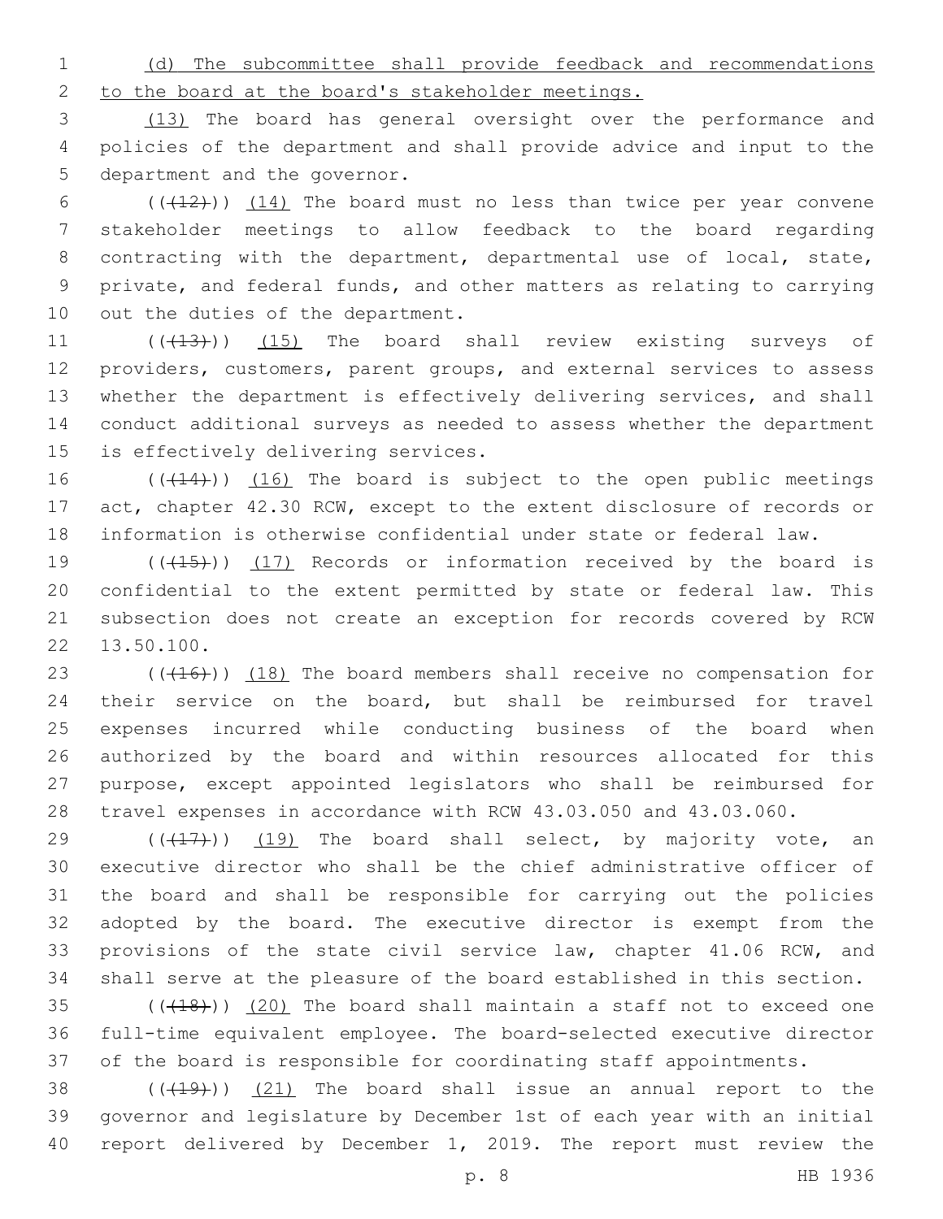(d) The subcommittee shall provide feedback and recommendations to the board at the board's stakeholder meetings.

(13) The board has general oversight over the performance and policies of the department and shall provide advice and input to the department and the governor.

(((12))) (14) The board must no less than twice per year convene stakeholder meetings to allow feedback to the board regarding contracting with the department, departmental use of local, state, private, and federal funds, and other matters as relating to carrying out the duties of the department.

(((13))) (15) The board shall review existing surveys of providers, customers, parent groups, and external services to assess whether the department is effectively delivering services, and shall conduct additional surveys as needed to assess whether the department is effectively delivering services.

(((14))) (16) The board is subject to the open public meetings act, chapter 42.30 RCW, except to the extent disclosure of records or information is otherwise confidential under state or federal law.

(((15))) (17) Records or information received by the board is confidential to the extent permitted by state or federal law. This subsection does not create an exception for records covered by RCW 13.50.100.

(((16))) (18) The board members shall receive no compensation for their service on the board, but shall be reimbursed for travel expenses incurred while conducting business of the board when authorized by the board and within resources allocated for this purpose, except appointed legislators who shall be reimbursed for travel expenses in accordance with RCW 43.03.050 and 43.03.060.

(((17))) (19) The board shall select, by majority vote, an executive director who shall be the chief administrative officer of the board and shall be responsible for carrying out the policies adopted by the board. The executive director is exempt from the provisions of the state civil service law, chapter 41.06 RCW, and shall serve at the pleasure of the board established in this section.

(((18))) (20) The board shall maintain a staff not to exceed one full-time equivalent employee. The board-selected executive director of the board is responsible for coordinating staff appointments.

(((19))) (21) The board shall issue an annual report to the governor and legislature by December 1st of each year with an initial report delivered by December 1, 2019. The report must review the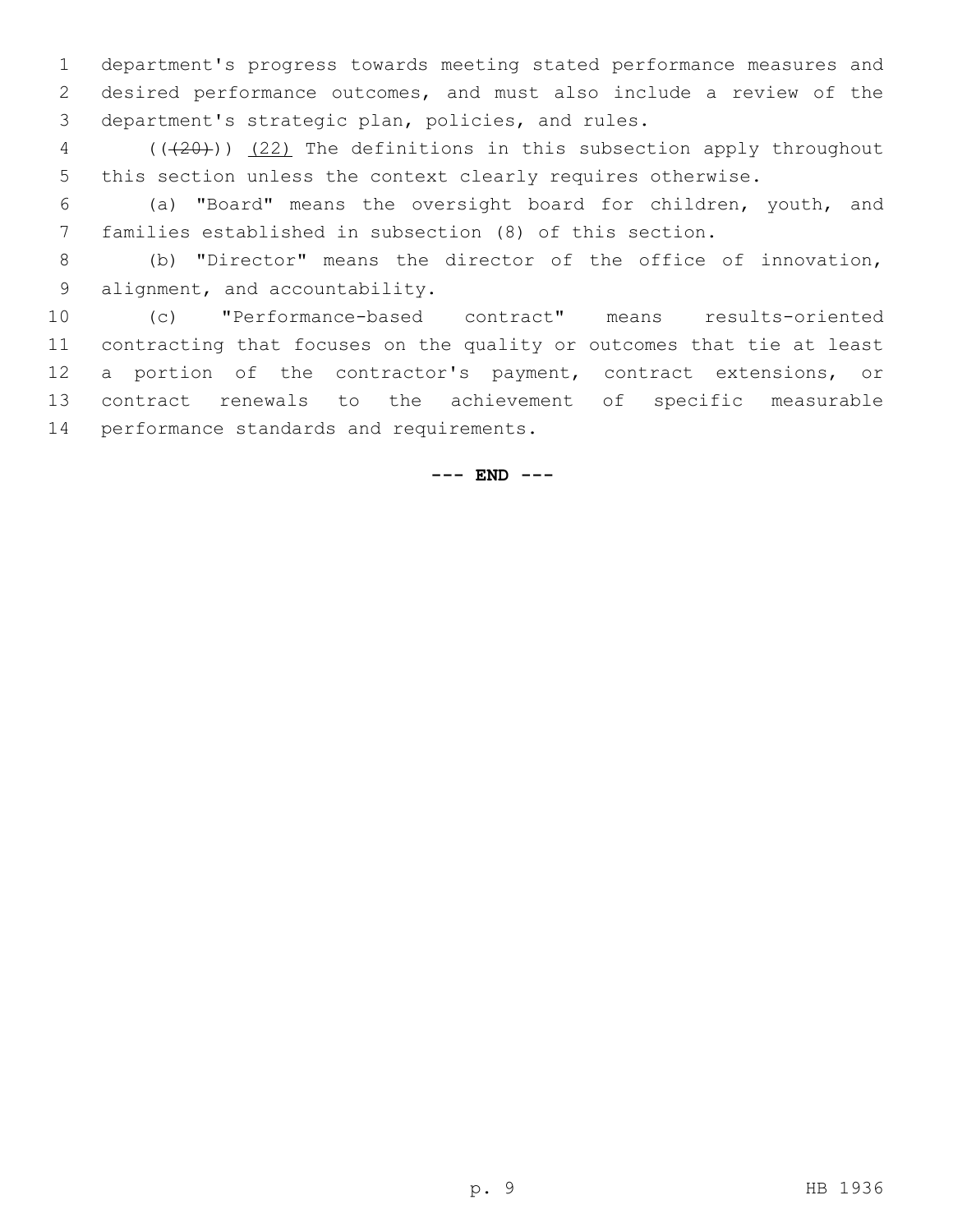department's progress towards meeting stated performance measures and desired performance outcomes, and must also include a review of the department's strategic plan, policies, and rules.

((~~(20)~~)) (22) The definitions in this subsection apply throughout this section unless the context clearly requires otherwise.

(a) "Board" means the oversight board for children, youth, and families established in subsection (8) of this section.

(b) "Director" means the director of the office of innovation, alignment, and accountability.

(c) "Performance-based contract" means results-oriented contracting that focuses on the quality or outcomes that tie at least a portion of the contractor's payment, contract extensions, or contract renewals to the achievement of specific measurable performance standards and requirements.

**--- END ---**